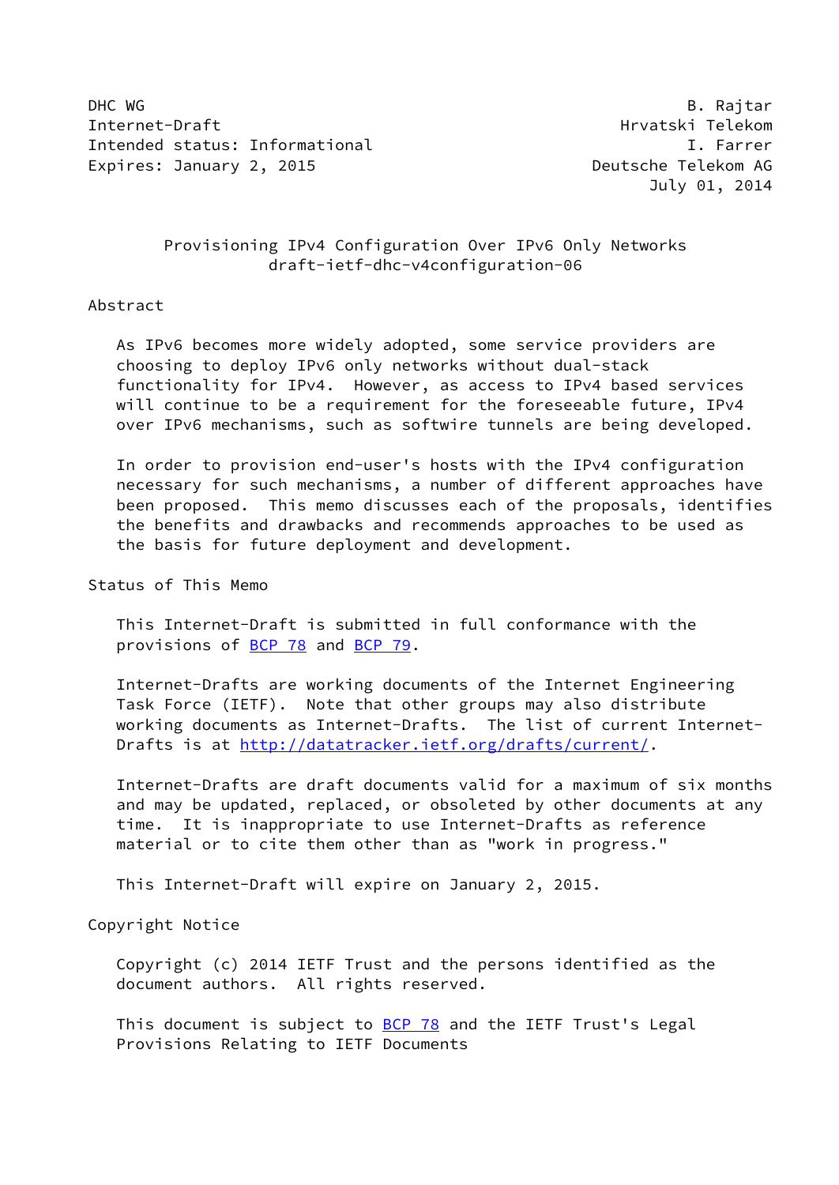DHC WG B. Rajtar
Internet-Draft Hrvatski Telekom
Intended status: Informational I. Farrer
Expires: January 2, 2015 Deutsche Telekom AG
July 01, 2014

# Provisioning IPv4 Configuration Over IPv6 Only Networks
draft-ietf-dhc-v4configuration-06

## Abstract

As IPv6 becomes more widely adopted, some service providers are choosing to deploy IPv6 only networks without dual-stack functionality for IPv4. However, as access to IPv4 based services will continue to be a requirement for the foreseeable future, IPv4 over IPv6 mechanisms, such as softwire tunnels are being developed.

In order to provision end-user's hosts with the IPv4 configuration necessary for such mechanisms, a number of different approaches have been proposed. This memo discusses each of the proposals, identifies the benefits and drawbacks and recommends approaches to be used as the basis for future deployment and development.

## Status of This Memo

This Internet-Draft is submitted in full conformance with the provisions of BCP 78 and BCP 79.

Internet-Drafts are working documents of the Internet Engineering Task Force (IETF). Note that other groups may also distribute working documents as Internet-Drafts. The list of current Internet-Drafts is at http://datatracker.ietf.org/drafts/current/.

Internet-Drafts are draft documents valid for a maximum of six months and may be updated, replaced, or obsoleted by other documents at any time. It is inappropriate to use Internet-Drafts as reference material or to cite them other than as "work in progress."

This Internet-Draft will expire on January 2, 2015.

## Copyright Notice

Copyright (c) 2014 IETF Trust and the persons identified as the document authors. All rights reserved.

This document is subject to BCP 78 and the IETF Trust's Legal Provisions Relating to IETF Documents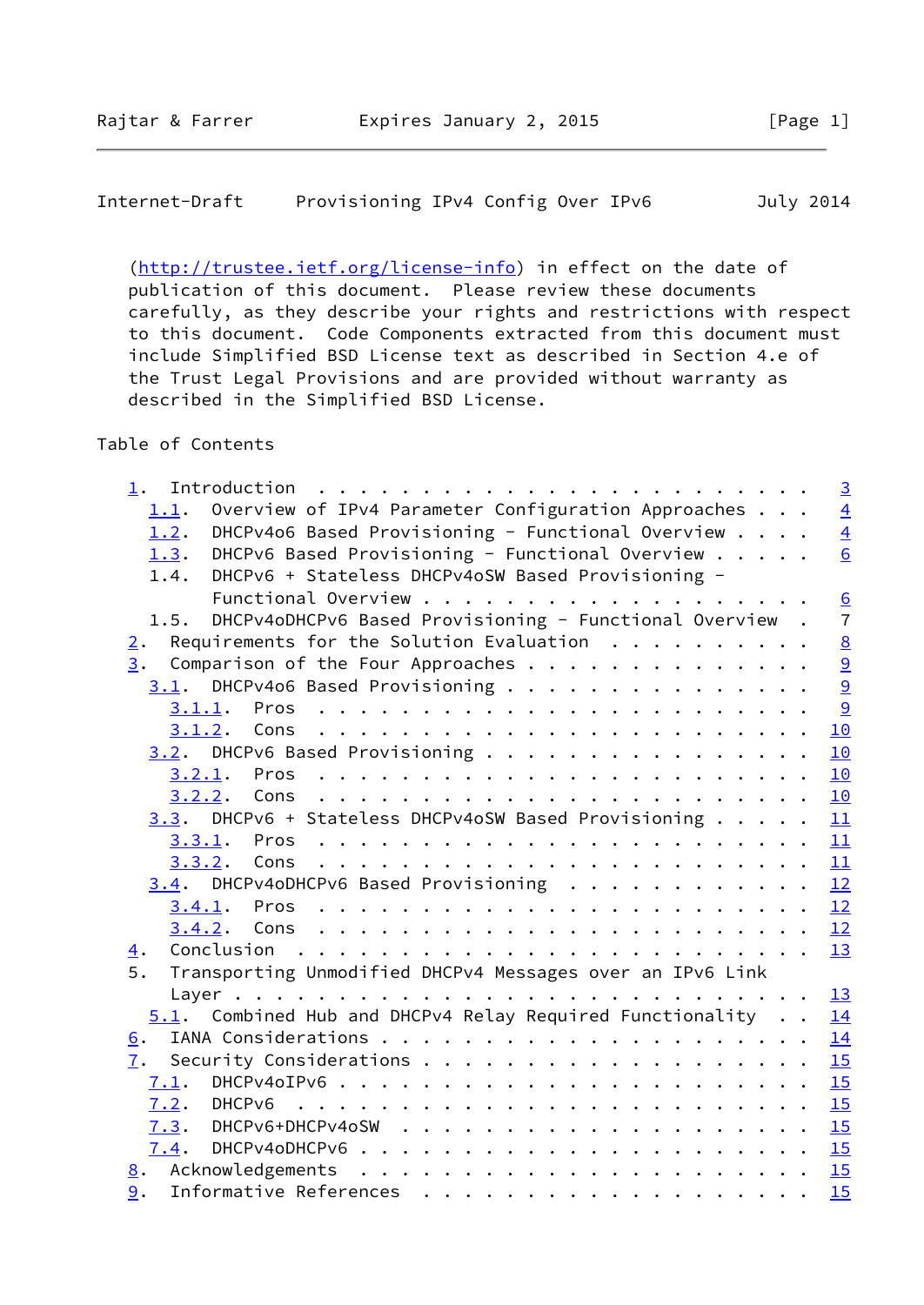(http://trustee.ietf.org/license-info) in effect on the date of publication of this document. Please review these documents carefully, as they describe your rights and restrictions with respect to this document. Code Components extracted from this document must include Simplified BSD License text as described in Section 4.e of the Trust Legal Provisions and are provided without warranty as described in the Simplified BSD License.

Table of Contents

```
   1.  Introduction . . . . . . . . . . . . . . . . . . . . . . . .   3
     1.1.  Overview of IPv4 Parameter Configuration Approaches . . .   4
     1.2.  DHCPv4o6 Based Provisioning - Functional Overview . . . .   4
     1.3.  DHCPv6 Based Provisioning - Functional Overview . . . . .   6
     1.4.  DHCPv6 + Stateless DHCPv4oSW Based Provisioning -
           Functional Overview . . . . . . . . . . . . . . . . . . .   6
     1.5.  DHCPv4oDHCPv6 Based Provisioning - Functional Overview  .   7
   2.  Requirements for the Solution Evaluation  . . . . . . . . . .   8
   3.  Comparison of the Four Approaches . . . . . . . . . . . . . .   9
     3.1.  DHCPv4o6 Based Provisioning . . . . . . . . . . . . . . .   9
       3.1.1.  Pros  . . . . . . . . . . . . . . . . . . . . . . . .   9
       3.1.2.  Cons  . . . . . . . . . . . . . . . . . . . . . . . .  10
     3.2.  DHCPv6 Based Provisioning . . . . . . . . . . . . . . . .  10
       3.2.1.  Pros  . . . . . . . . . . . . . . . . . . . . . . . .  10
       3.2.2.  Cons  . . . . . . . . . . . . . . . . . . . . . . . .  10
     3.3.  DHCPv6 + Stateless DHCPv4oSW Based Provisioning . . . . .  11
       3.3.1.  Pros  . . . . . . . . . . . . . . . . . . . . . . . .  11
       3.3.2.  Cons  . . . . . . . . . . . . . . . . . . . . . . . .  11
     3.4.  DHCPv4oDHCPv6 Based Provisioning  . . . . . . . . . . . .  12
       3.4.1.  Pros  . . . . . . . . . . . . . . . . . . . . . . . .  12
       3.4.2.  Cons  . . . . . . . . . . . . . . . . . . . . . . . .  12
   4.  Conclusion  . . . . . . . . . . . . . . . . . . . . . . . . .  13
   5.  Transporting Unmodified DHCPv4 Messages over an IPv6 Link
       Layer . . . . . . . . . . . . . . . . . . . . . . . . . . . .  13
     5.1.  Combined Hub and DHCPv4 Relay Required Functionality  . .  14
   6.  IANA Considerations . . . . . . . . . . . . . . . . . . . . .  14
   7.  Security Considerations . . . . . . . . . . . . . . . . . . .  15
     7.1.  DHCPv4oIPv6 . . . . . . . . . . . . . . . . . . . . . . .  15
     7.2.  DHCPv6  . . . . . . . . . . . . . . . . . . . . . . . . .  15
     7.3.  DHCPv6+DHCPv4oSW  . . . . . . . . . . . . . . . . . . . .  15
     7.4.  DHCPv4oDHCPv6 . . . . . . . . . . . . . . . . . . . . . .  15
   8.  Acknowledgements  . . . . . . . . . . . . . . . . . . . . . .  15
   9.  Informative References  . . . . . . . . . . . . . . . . . . .  15
```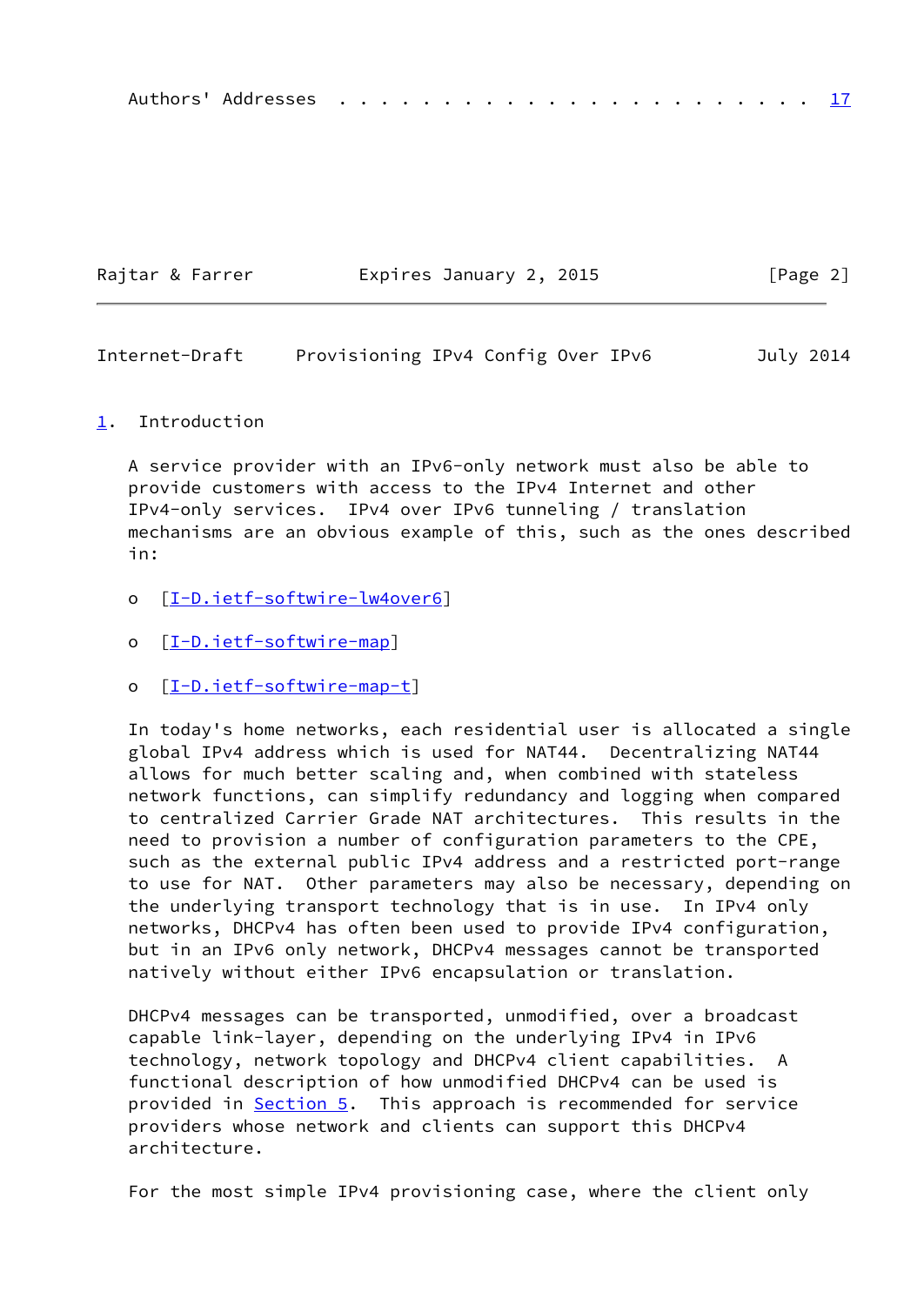Authors' Addresses . . . . . . . . . . . . . . . . . . . . . . . 17

## 1. Introduction

A service provider with an IPv6-only network must also be able to provide customers with access to the IPv4 Internet and other IPv4-only services. IPv4 over IPv6 tunneling / translation mechanisms are an obvious example of this, such as the ones described in:

- [I-D.ietf-softwire-lw4over6]
- [I-D.ietf-softwire-map]
- [I-D.ietf-softwire-map-t]

In today's home networks, each residential user is allocated a single global IPv4 address which is used for NAT44. Decentralizing NAT44 allows for much better scaling and, when combined with stateless network functions, can simplify redundancy and logging when compared to centralized Carrier Grade NAT architectures. This results in the need to provision a number of configuration parameters to the CPE, such as the external public IPv4 address and a restricted port-range to use for NAT. Other parameters may also be necessary, depending on the underlying transport technology that is in use. In IPv4 only networks, DHCPv4 has often been used to provide IPv4 configuration, but in an IPv6 only network, DHCPv4 messages cannot be transported natively without either IPv6 encapsulation or translation.

DHCPv4 messages can be transported, unmodified, over a broadcast capable link-layer, depending on the underlying IPv4 in IPv6 technology, network topology and DHCPv4 client capabilities. A functional description of how unmodified DHCPv4 can be used is provided in Section 5. This approach is recommended for service providers whose network and clients can support this DHCPv4 architecture.

For the most simple IPv4 provisioning case, where the client only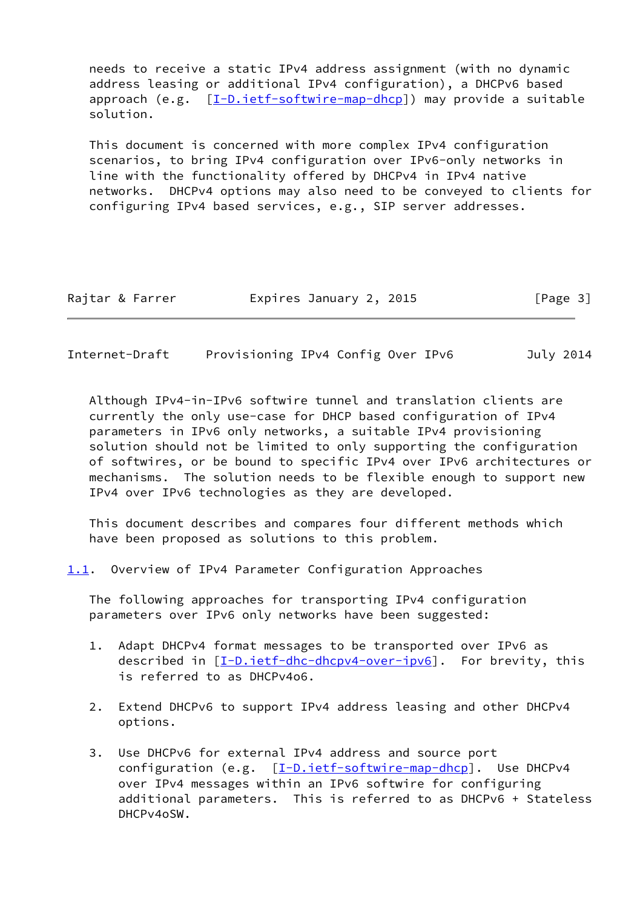needs to receive a static IPv4 address assignment (with no dynamic address leasing or additional IPv4 configuration), a DHCPv6 based approach (e.g. [I-D.ietf-softwire-map-dhcp]) may provide a suitable solution.

This document is concerned with more complex IPv4 configuration scenarios, to bring IPv4 configuration over IPv6-only networks in line with the functionality offered by DHCPv4 in IPv4 native networks. DHCPv4 options may also need to be conveyed to clients for configuring IPv4 based services, e.g., SIP server addresses.

Although IPv4-in-IPv6 softwire tunnel and translation clients are currently the only use-case for DHCP based configuration of IPv4 parameters in IPv6 only networks, a suitable IPv4 provisioning solution should not be limited to only supporting the configuration of softwires, or be bound to specific IPv4 over IPv6 architectures or mechanisms. The solution needs to be flexible enough to support new IPv4 over IPv6 technologies as they are developed.

This document describes and compares four different methods which have been proposed as solutions to this problem.

## 1.1. Overview of IPv4 Parameter Configuration Approaches

The following approaches for transporting IPv4 configuration parameters over IPv6 only networks have been suggested:

1. Adapt DHCPv4 format messages to be transported over IPv6 as described in [I-D.ietf-dhc-dhcpv4-over-ipv6]. For brevity, this is referred to as DHCPv4o6.

2. Extend DHCPv6 to support IPv4 address leasing and other DHCPv4 options.

3. Use DHCPv6 for external IPv4 address and source port configuration (e.g. [I-D.ietf-softwire-map-dhcp]). Use DHCPv4 over IPv4 messages within an IPv6 softwire for configuring additional parameters. This is referred to as DHCPv6 + Stateless DHCPv4oSW.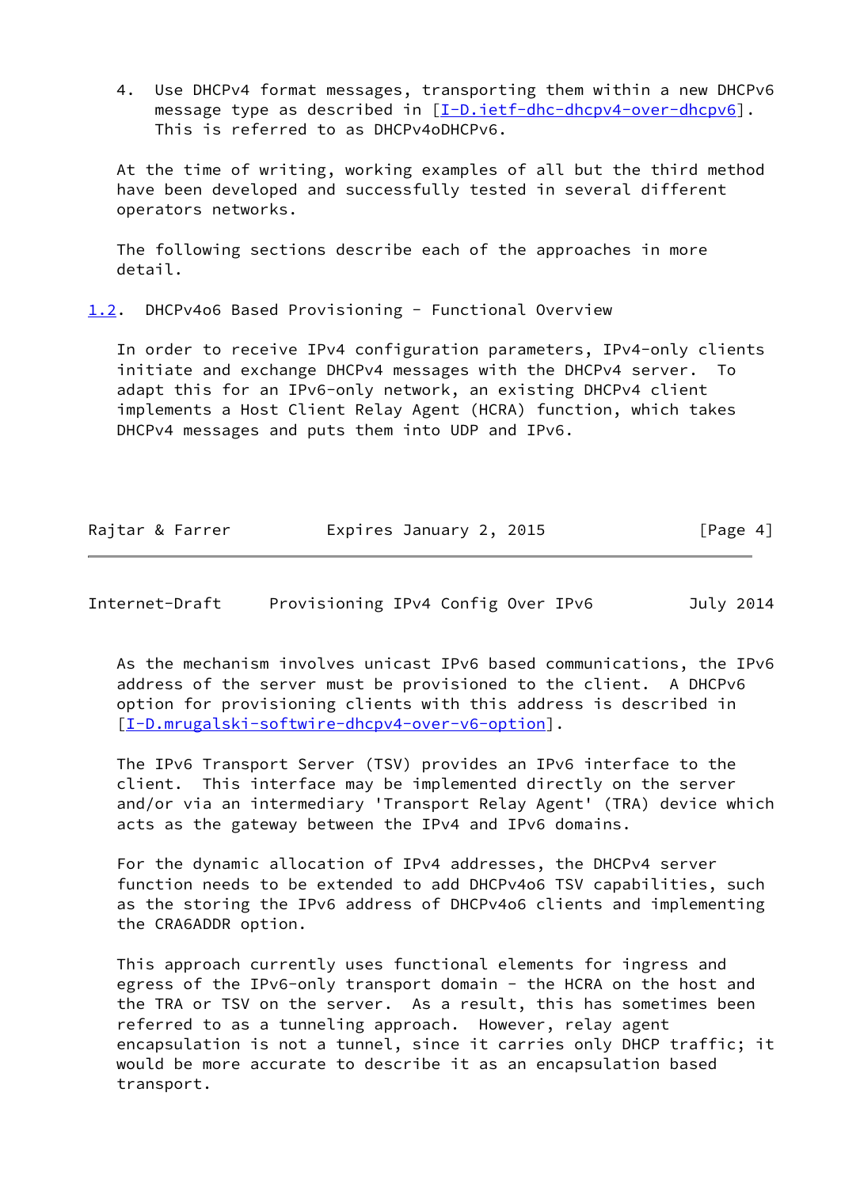4. Use DHCPv4 format messages, transporting them within a new DHCPv6 message type as described in [I-D.ietf-dhc-dhcpv4-over-dhcpv6]. This is referred to as DHCPv4oDHCPv6.

At the time of writing, working examples of all but the third method have been developed and successfully tested in several different operators networks.

The following sections describe each of the approaches in more detail.

## 1.2. DHCPv4o6 Based Provisioning - Functional Overview

In order to receive IPv4 configuration parameters, IPv4-only clients initiate and exchange DHCPv4 messages with the DHCPv4 server. To adapt this for an IPv6-only network, an existing DHCPv4 client implements a Host Client Relay Agent (HCRA) function, which takes DHCPv4 messages and puts them into UDP and IPv6.

As the mechanism involves unicast IPv6 based communications, the IPv6 address of the server must be provisioned to the client. A DHCPv6 option for provisioning clients with this address is described in [I-D.mrugalski-softwire-dhcpv4-over-v6-option].

The IPv6 Transport Server (TSV) provides an IPv6 interface to the client. This interface may be implemented directly on the server and/or via an intermediary 'Transport Relay Agent' (TRA) device which acts as the gateway between the IPv4 and IPv6 domains.

For the dynamic allocation of IPv4 addresses, the DHCPv4 server function needs to be extended to add DHCPv4o6 TSV capabilities, such as the storing the IPv6 address of DHCPv4o6 clients and implementing the CRA6ADDR option.

This approach currently uses functional elements for ingress and egress of the IPv6-only transport domain - the HCRA on the host and the TRA or TSV on the server. As a result, this has sometimes been referred to as a tunneling approach. However, relay agent encapsulation is not a tunnel, since it carries only DHCP traffic; it would be more accurate to describe it as an encapsulation based transport.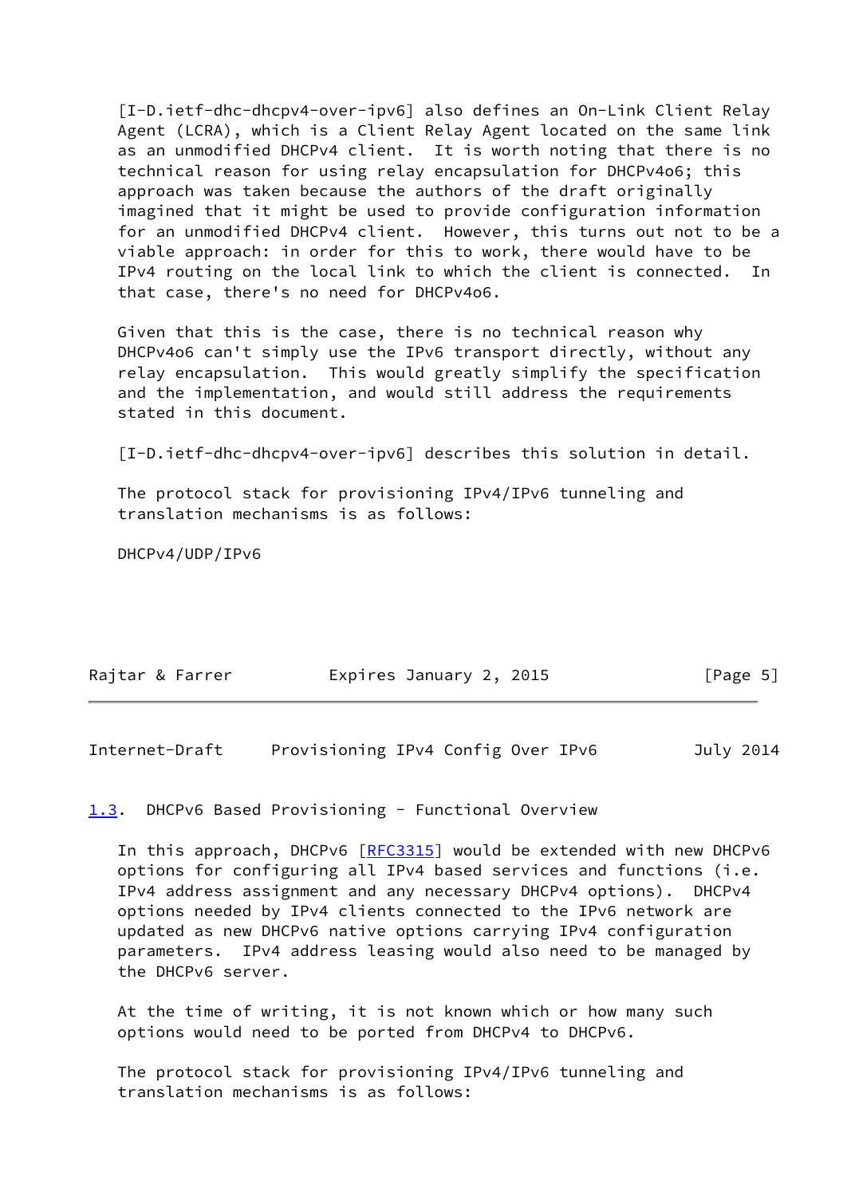[I-D.ietf-dhc-dhcpv4-over-ipv6] also defines an On-Link Client Relay Agent (LCRA), which is a Client Relay Agent located on the same link as an unmodified DHCPv4 client. It is worth noting that there is no technical reason for using relay encapsulation for DHCPv4o6; this approach was taken because the authors of the draft originally imagined that it might be used to provide configuration information for an unmodified DHCPv4 client. However, this turns out not to be a viable approach: in order for this to work, there would have to be IPv4 routing on the local link to which the client is connected. In that case, there's no need for DHCPv4o6.

Given that this is the case, there is no technical reason why DHCPv4o6 can't simply use the IPv6 transport directly, without any relay encapsulation. This would greatly simplify the specification and the implementation, and would still address the requirements stated in this document.

[I-D.ietf-dhc-dhcpv4-over-ipv6] describes this solution in detail.

The protocol stack for provisioning IPv4/IPv6 tunneling and translation mechanisms is as follows:

DHCPv4/UDP/IPv6

## 1.3. DHCPv6 Based Provisioning - Functional Overview

In this approach, DHCPv6 [RFC3315] would be extended with new DHCPv6 options for configuring all IPv4 based services and functions (i.e. IPv4 address assignment and any necessary DHCPv4 options). DHCPv4 options needed by IPv4 clients connected to the IPv6 network are updated as new DHCPv6 native options carrying IPv4 configuration parameters. IPv4 address leasing would also need to be managed by the DHCPv6 server.

At the time of writing, it is not known which or how many such options would need to be ported from DHCPv4 to DHCPv6.

The protocol stack for provisioning IPv4/IPv6 tunneling and translation mechanisms is as follows: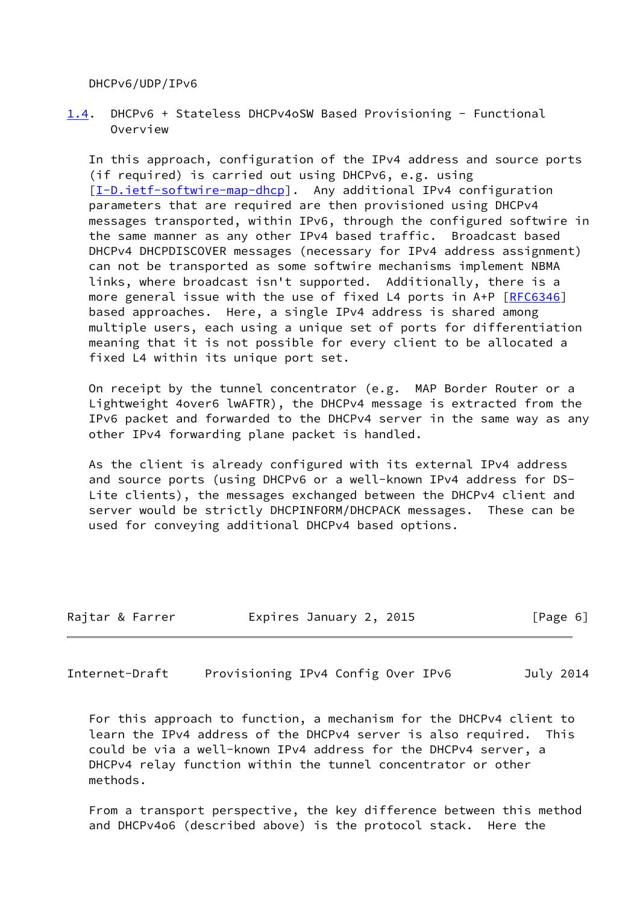DHCPv6/UDP/IPv6

## 1.4. DHCPv6 + Stateless DHCPv4oSW Based Provisioning - Functional Overview

In this approach, configuration of the IPv4 address and source ports (if required) is carried out using DHCPv6, e.g. using [I-D.ietf-softwire-map-dhcp]. Any additional IPv4 configuration parameters that are required are then provisioned using DHCPv4 messages transported, within IPv6, through the configured softwire in the same manner as any other IPv4 based traffic. Broadcast based DHCPv4 DHCPDISCOVER messages (necessary for IPv4 address assignment) can not be transported as some softwire mechanisms implement NBMA links, where broadcast isn't supported. Additionally, there is a more general issue with the use of fixed L4 ports in A+P [RFC6346] based approaches. Here, a single IPv4 address is shared among multiple users, each using a unique set of ports for differentiation meaning that it is not possible for every client to be allocated a fixed L4 within its unique port set.

On receipt by the tunnel concentrator (e.g. MAP Border Router or a Lightweight 4over6 lwAFTR), the DHCPv4 message is extracted from the IPv6 packet and forwarded to the DHCPv4 server in the same way as any other IPv4 forwarding plane packet is handled.

As the client is already configured with its external IPv4 address and source ports (using DHCPv6 or a well-known IPv4 address for DS-Lite clients), the messages exchanged between the DHCPv4 client and server would be strictly DHCPINFORM/DHCPACK messages. These can be used for conveying additional DHCPv4 based options.

For this approach to function, a mechanism for the DHCPv4 client to learn the IPv4 address of the DHCPv4 server is also required. This could be via a well-known IPv4 address for the DHCPv4 server, a DHCPv4 relay function within the tunnel concentrator or other methods.

From a transport perspective, the key difference between this method and DHCPv4o6 (described above) is the protocol stack. Here the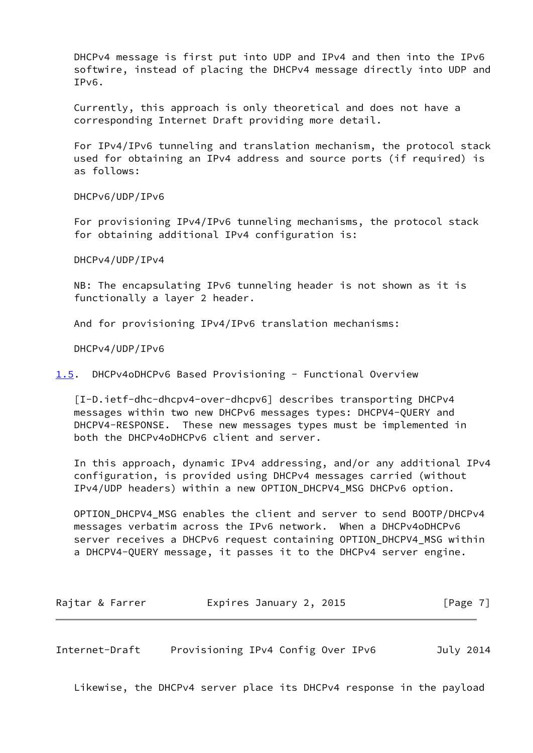DHCPv4 message is first put into UDP and IPv4 and then into the IPv6 softwire, instead of placing the DHCPv4 message directly into UDP and IPv6.

Currently, this approach is only theoretical and does not have a corresponding Internet Draft providing more detail.

For IPv4/IPv6 tunneling and translation mechanism, the protocol stack used for obtaining an IPv4 address and source ports (if required) is as follows:

DHCPv6/UDP/IPv6

For provisioning IPv4/IPv6 tunneling mechanisms, the protocol stack for obtaining additional IPv4 configuration is:

DHCPv4/UDP/IPv4

NB: The encapsulating IPv6 tunneling header is not shown as it is functionally a layer 2 header.

And for provisioning IPv4/IPv6 translation mechanisms:

DHCPv4/UDP/IPv6

### 1.5. DHCPv4oDHCPv6 Based Provisioning - Functional Overview

[I-D.ietf-dhc-dhcpv4-over-dhcpv6] describes transporting DHCPv4 messages within two new DHCPv6 messages types: DHCPV4-QUERY and DHCPV4-RESPONSE. These new messages types must be implemented in both the DHCPv4oDHCPv6 client and server.

In this approach, dynamic IPv4 addressing, and/or any additional IPv4 configuration, is provided using DHCPv4 messages carried (without IPv4/UDP headers) within a new OPTION_DHCPV4_MSG DHCPv6 option.

OPTION_DHCPV4_MSG enables the client and server to send BOOTP/DHCPv4 messages verbatim across the IPv6 network. When a DHCPv4oDHCPv6 server receives a DHCPv6 request containing OPTION_DHCPV4_MSG within a DHCPV4-QUERY message, it passes it to the DHCPv4 server engine.

Likewise, the DHCPv4 server place its DHCPv4 response in the payload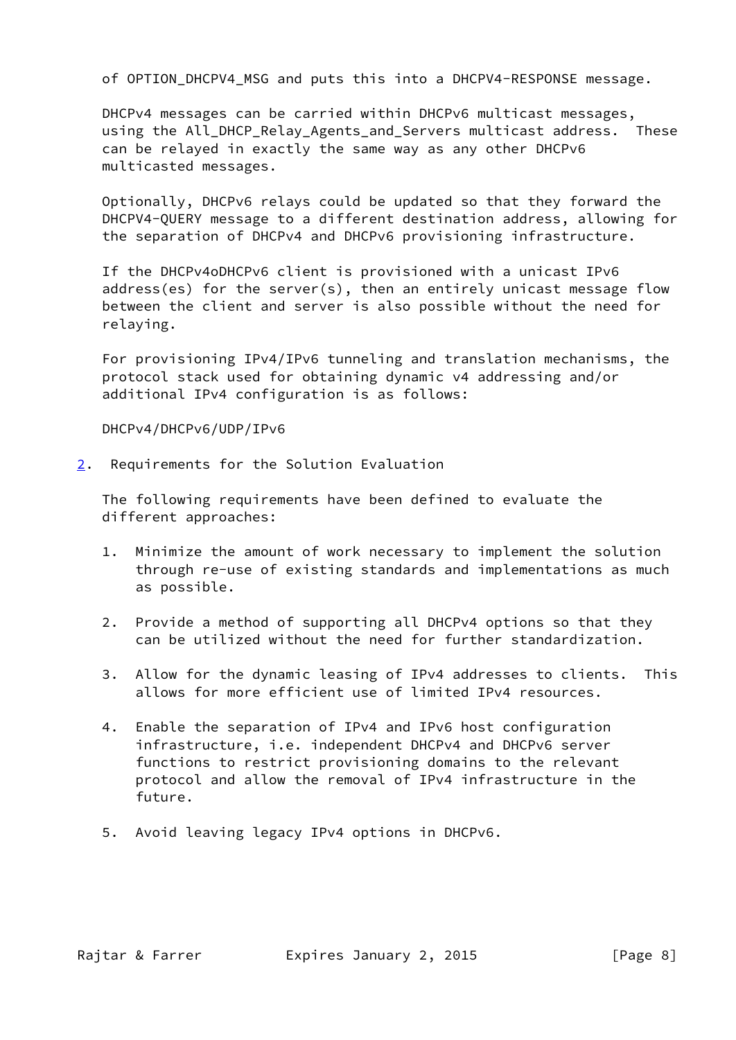of OPTION_DHCPV4_MSG and puts this into a DHCPV4-RESPONSE message.

DHCPv4 messages can be carried within DHCPv6 multicast messages, using the All_DHCP_Relay_Agents_and_Servers multicast address. These can be relayed in exactly the same way as any other DHCPv6 multicasted messages.

Optionally, DHCPv6 relays could be updated so that they forward the DHCPV4-QUERY message to a different destination address, allowing for the separation of DHCPv4 and DHCPv6 provisioning infrastructure.

If the DHCPv4oDHCPv6 client is provisioned with a unicast IPv6 address(es) for the server(s), then an entirely unicast message flow between the client and server is also possible without the need for relaying.

For provisioning IPv4/IPv6 tunneling and translation mechanisms, the protocol stack used for obtaining dynamic v4 addressing and/or additional IPv4 configuration is as follows:

DHCPv4/DHCPv6/UDP/IPv6

## 2. Requirements for the Solution Evaluation

The following requirements have been defined to evaluate the different approaches:

1. Minimize the amount of work necessary to implement the solution through re-use of existing standards and implementations as much as possible.

2. Provide a method of supporting all DHCPv4 options so that they can be utilized without the need for further standardization.

3. Allow for the dynamic leasing of IPv4 addresses to clients. This allows for more efficient use of limited IPv4 resources.

4. Enable the separation of IPv4 and IPv6 host configuration infrastructure, i.e. independent DHCPv4 and DHCPv6 server functions to restrict provisioning domains to the relevant protocol and allow the removal of IPv4 infrastructure in the future.

5. Avoid leaving legacy IPv4 options in DHCPv6.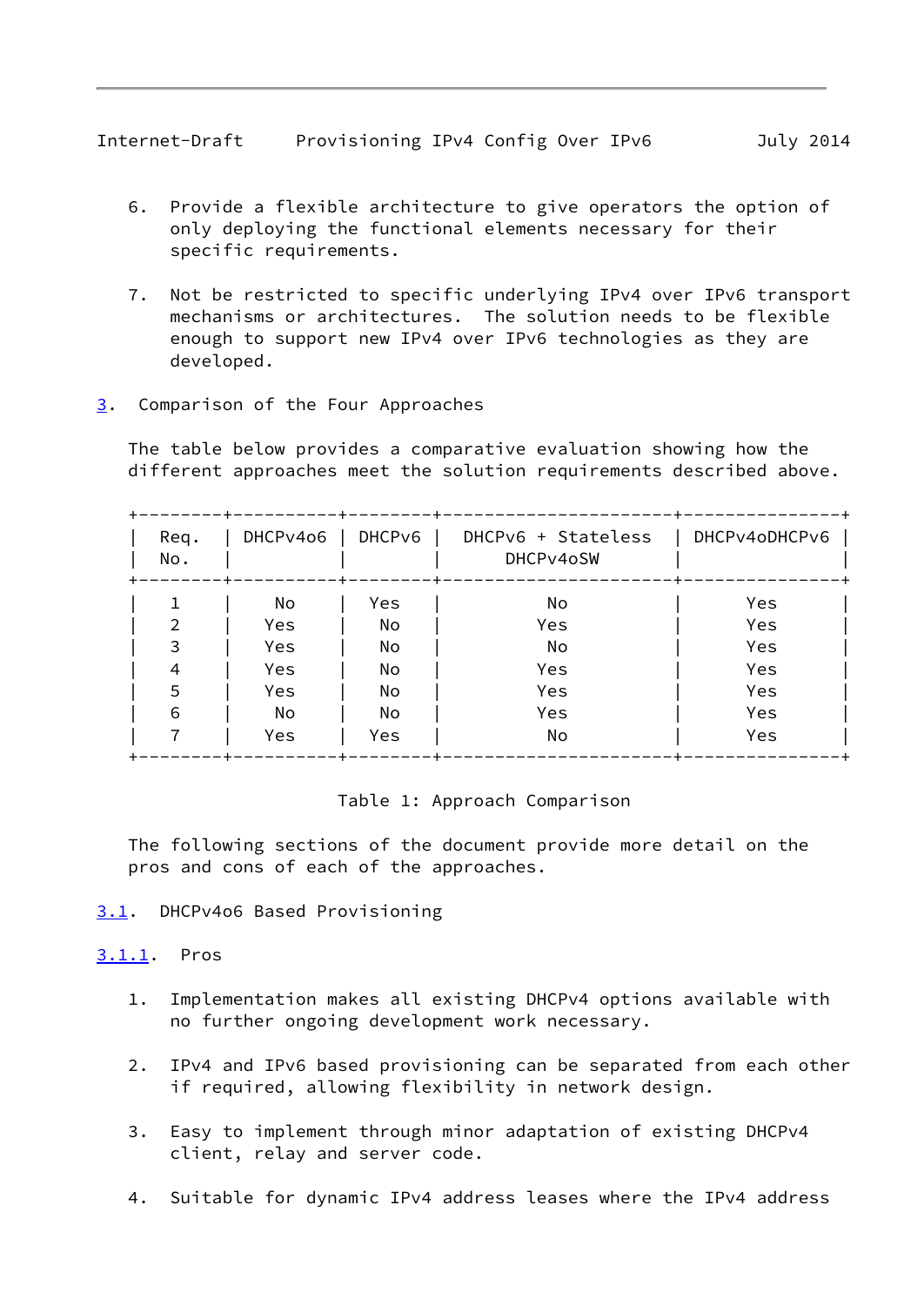6. Provide a flexible architecture to give operators the option of only deploying the functional elements necessary for their specific requirements.

7. Not be restricted to specific underlying IPv4 over IPv6 transport mechanisms or architectures. The solution needs to be flexible enough to support new IPv4 over IPv6 technologies as they are developed.

## 3. Comparison of the Four Approaches

The table below provides a comparative evaluation showing how the different approaches meet the solution requirements described above.

| Req. No. | DHCPv4o6 | DHCPv6 | DHCPv6 + Stateless DHCPv4oSW | DHCPv4oDHCPv6 |
|---|---|---|---|---|
| 1 | No | Yes | No | Yes |
| 2 | Yes | No | Yes | Yes |
| 3 | Yes | No | No | Yes |
| 4 | Yes | No | Yes | Yes |
| 5 | Yes | No | Yes | Yes |
| 6 | No | No | Yes | Yes |
| 7 | Yes | Yes | No | Yes |

Table 1: Approach Comparison

The following sections of the document provide more detail on the pros and cons of each of the approaches.

### 3.1. DHCPv4o6 Based Provisioning

#### 3.1.1. Pros

1. Implementation makes all existing DHCPv4 options available with no further ongoing development work necessary.

2. IPv4 and IPv6 based provisioning can be separated from each other if required, allowing flexibility in network design.

3. Easy to implement through minor adaptation of existing DHCPv4 client, relay and server code.

4. Suitable for dynamic IPv4 address leases where the IPv4 address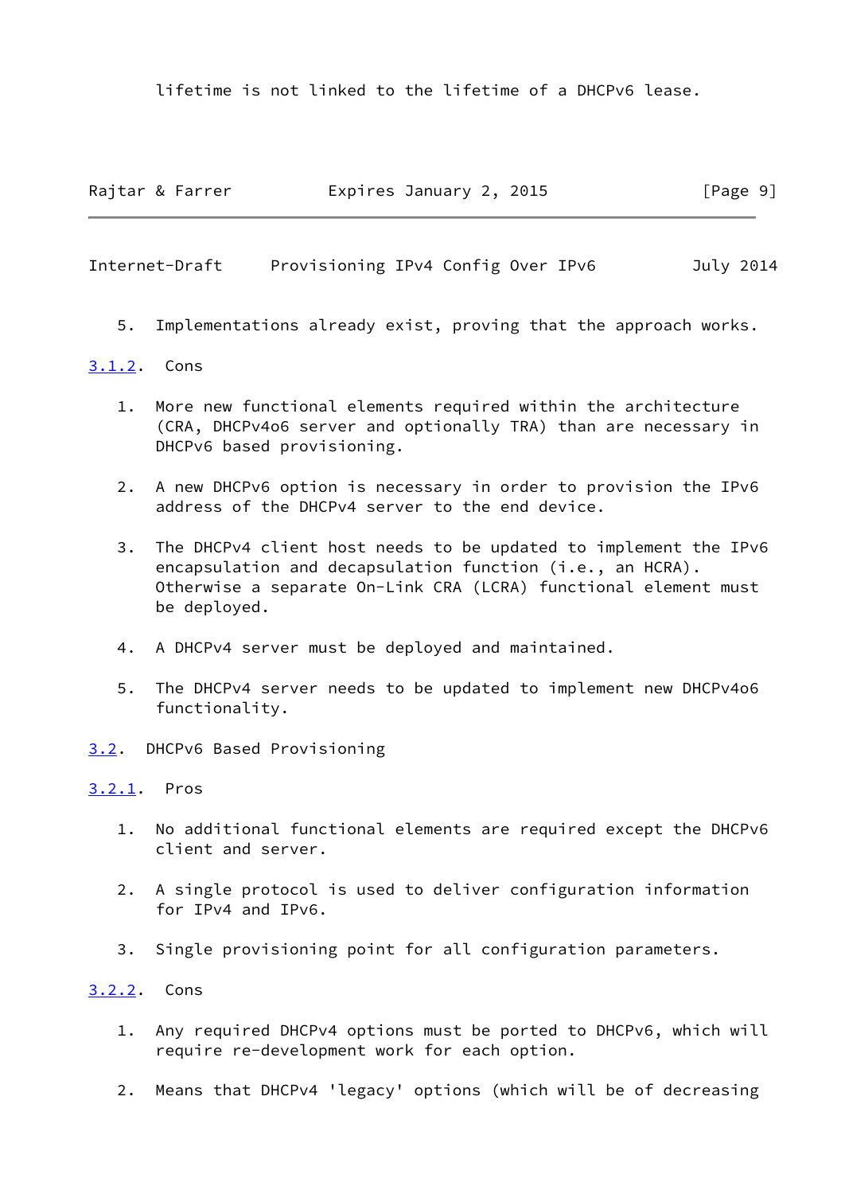lifetime is not linked to the lifetime of a DHCPv6 lease.

5. Implementations already exist, proving that the approach works.

### 3.1.2. Cons

1. More new functional elements required within the architecture (CRA, DHCPv4o6 server and optionally TRA) than are necessary in DHCPv6 based provisioning.

2. A new DHCPv6 option is necessary in order to provision the IPv6 address of the DHCPv4 server to the end device.

3. The DHCPv4 client host needs to be updated to implement the IPv6 encapsulation and decapsulation function (i.e., an HCRA). Otherwise a separate On-Link CRA (LCRA) functional element must be deployed.

4. A DHCPv4 server must be deployed and maintained.

5. The DHCPv4 server needs to be updated to implement new DHCPv4o6 functionality.

## 3.2. DHCPv6 Based Provisioning

### 3.2.1. Pros

1. No additional functional elements are required except the DHCPv6 client and server.

2. A single protocol is used to deliver configuration information for IPv4 and IPv6.

3. Single provisioning point for all configuration parameters.

### 3.2.2. Cons

1. Any required DHCPv4 options must be ported to DHCPv6, which will require re-development work for each option.

2. Means that DHCPv4 'legacy' options (which will be of decreasing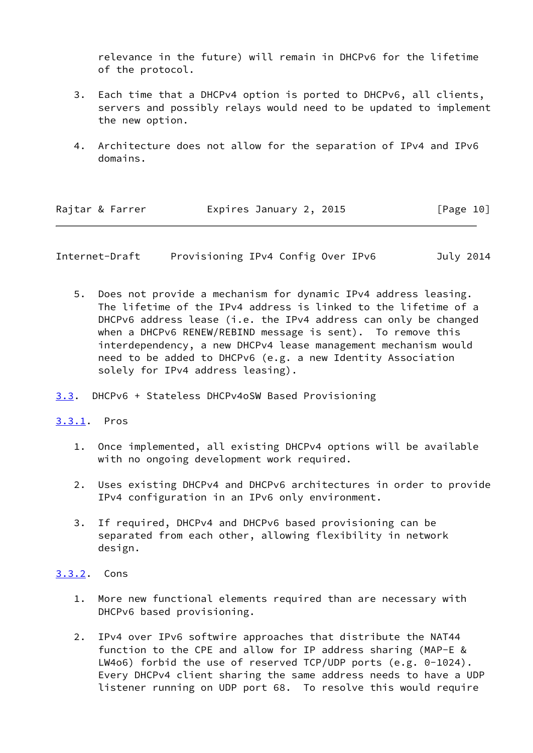relevance in the future) will remain in DHCPv6 for the lifetime of the protocol.

3. Each time that a DHCPv4 option is ported to DHCPv6, all clients, servers and possibly relays would need to be updated to implement the new option.

4. Architecture does not allow for the separation of IPv4 and IPv6 domains.

5. Does not provide a mechanism for dynamic IPv4 address leasing. The lifetime of the IPv4 address is linked to the lifetime of a DHCPv6 address lease (i.e. the IPv4 address can only be changed when a DHCPv6 RENEW/REBIND message is sent). To remove this interdependency, a new DHCPv4 lease management mechanism would need to be added to DHCPv6 (e.g. a new Identity Association solely for IPv4 address leasing).

### 3.3. DHCPv6 + Stateless DHCPv4oSW Based Provisioning

#### 3.3.1. Pros

1. Once implemented, all existing DHCPv4 options will be available with no ongoing development work required.

2. Uses existing DHCPv4 and DHCPv6 architectures in order to provide IPv4 configuration in an IPv6 only environment.

3. If required, DHCPv4 and DHCPv6 based provisioning can be separated from each other, allowing flexibility in network design.

#### 3.3.2. Cons

1. More new functional elements required than are necessary with DHCPv6 based provisioning.

2. IPv4 over IPv6 softwire approaches that distribute the NAT44 function to the CPE and allow for IP address sharing (MAP-E & LW4o6) forbid the use of reserved TCP/UDP ports (e.g. 0-1024). Every DHCPv4 client sharing the same address needs to have a UDP listener running on UDP port 68. To resolve this would require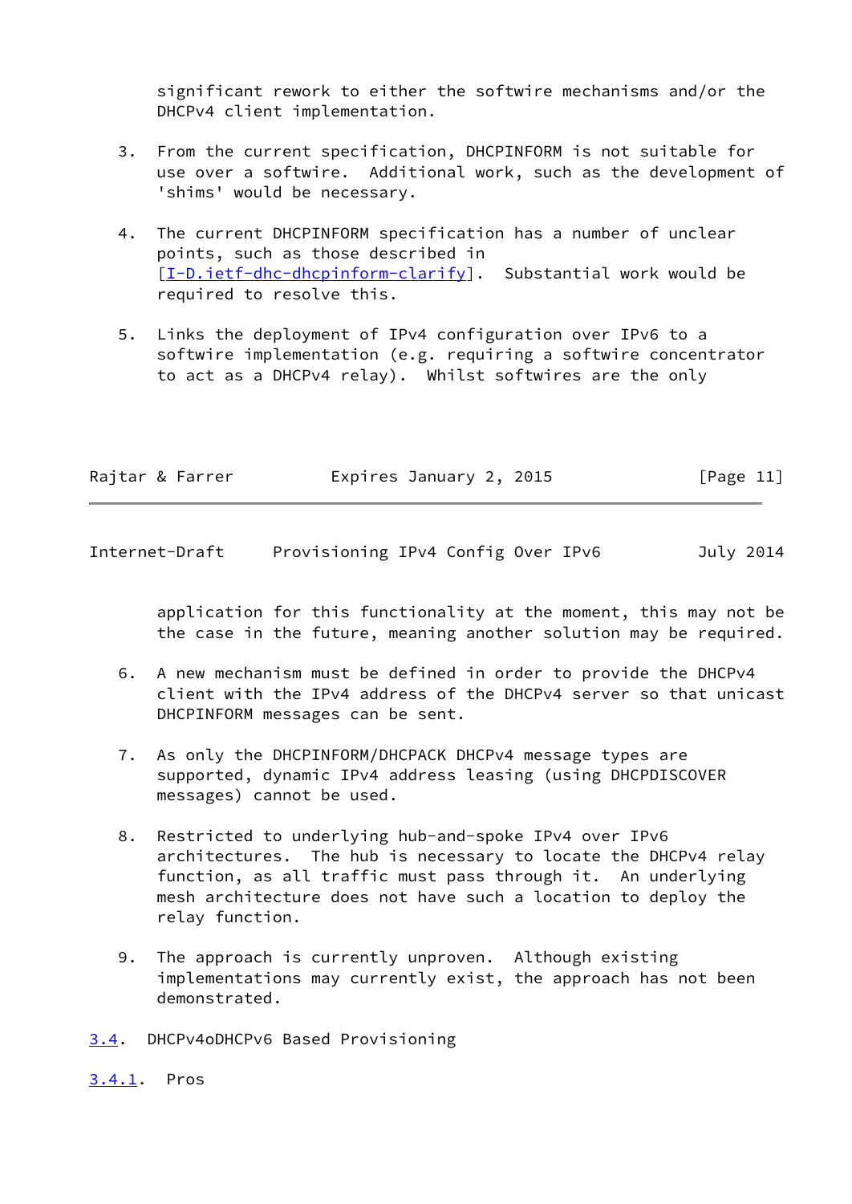significant rework to either the softwire mechanisms and/or the DHCPv4 client implementation.

3. From the current specification, DHCPINFORM is not suitable for use over a softwire. Additional work, such as the development of 'shims' would be necessary.

4. The current DHCPINFORM specification has a number of unclear points, such as those described in [I-D.ietf-dhc-dhcpinform-clarify]. Substantial work would be required to resolve this.

5. Links the deployment of IPv4 configuration over IPv6 to a softwire implementation (e.g. requiring a softwire concentrator to act as a DHCPv4 relay). Whilst softwires are the only application for this functionality at the moment, this may not be the case in the future, meaning another solution may be required.

6. A new mechanism must be defined in order to provide the DHCPv4 client with the IPv4 address of the DHCPv4 server so that unicast DHCPINFORM messages can be sent.

7. As only the DHCPINFORM/DHCPACK DHCPv4 message types are supported, dynamic IPv4 address leasing (using DHCPDISCOVER messages) cannot be used.

8. Restricted to underlying hub-and-spoke IPv4 over IPv6 architectures. The hub is necessary to locate the DHCPv4 relay function, as all traffic must pass through it. An underlying mesh architecture does not have such a location to deploy the relay function.

9. The approach is currently unproven. Although existing implementations may currently exist, the approach has not been demonstrated.

### 3.4. DHCPv4oDHCPv6 Based Provisioning

#### 3.4.1. Pros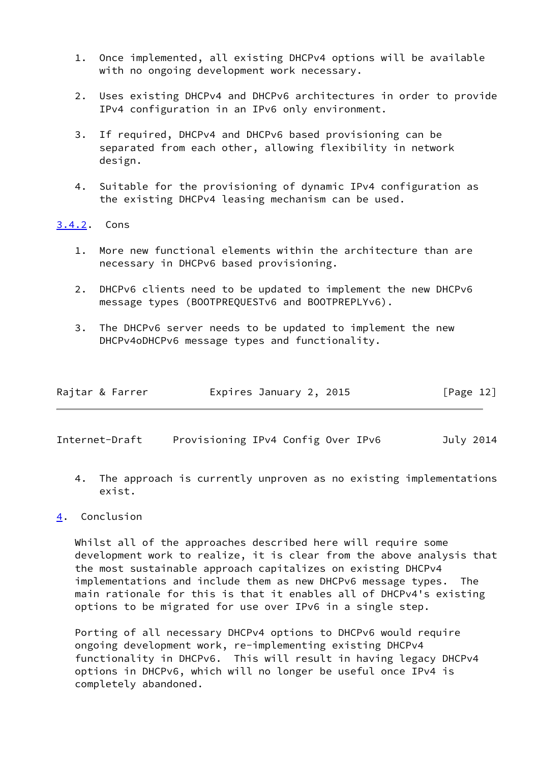1. Once implemented, all existing DHCPv4 options will be available with no ongoing development work necessary.

2. Uses existing DHCPv4 and DHCPv6 architectures in order to provide IPv4 configuration in an IPv6 only environment.

3. If required, DHCPv4 and DHCPv6 based provisioning can be separated from each other, allowing flexibility in network design.

4. Suitable for the provisioning of dynamic IPv4 configuration as the existing DHCPv4 leasing mechanism can be used.

### 3.4.2. Cons

1. More new functional elements within the architecture than are necessary in DHCPv6 based provisioning.

2. DHCPv6 clients need to be updated to implement the new DHCPv6 message types (BOOTPREQUESTv6 and BOOTPREPLYv6).

3. The DHCPv6 server needs to be updated to implement the new DHCPv4oDHCPv6 message types and functionality.

4. The approach is currently unproven as no existing implementations exist.

## 4. Conclusion

Whilst all of the approaches described here will require some development work to realize, it is clear from the above analysis that the most sustainable approach capitalizes on existing DHCPv4 implementations and include them as new DHCPv6 message types. The main rationale for this is that it enables all of DHCPv4's existing options to be migrated for use over IPv6 in a single step.

Porting of all necessary DHCPv4 options to DHCPv6 would require ongoing development work, re-implementing existing DHCPv4 functionality in DHCPv6. This will result in having legacy DHCPv4 options in DHCPv6, which will no longer be useful once IPv4 is completely abandoned.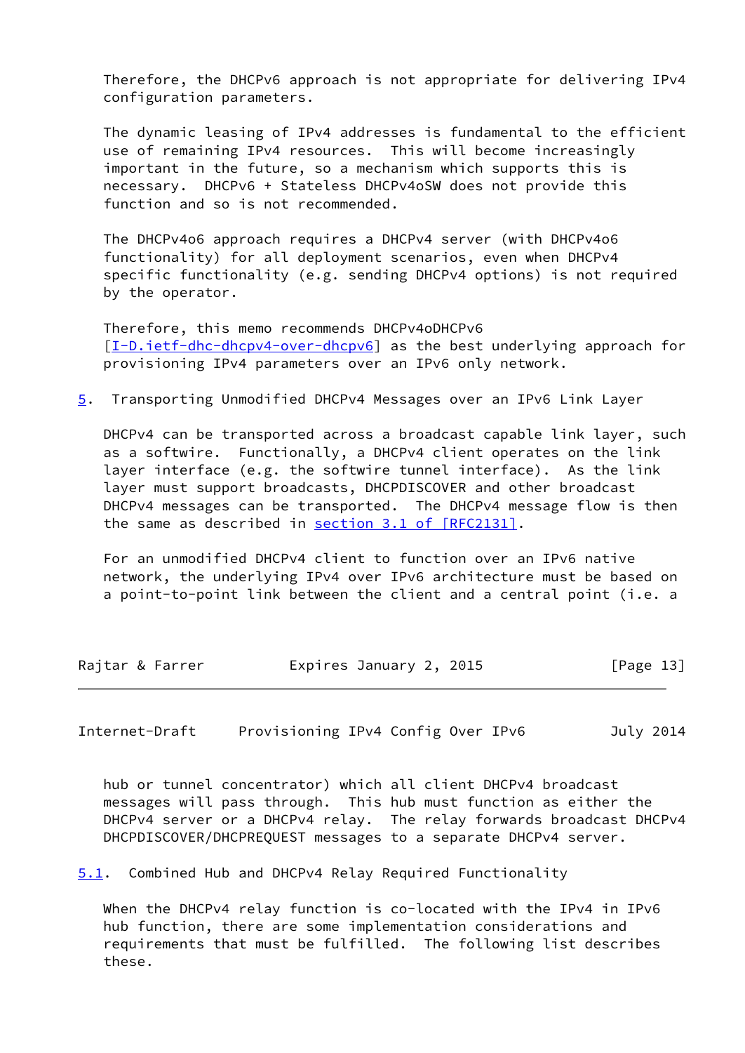Therefore, the DHCPv6 approach is not appropriate for delivering IPv4 configuration parameters.

The dynamic leasing of IPv4 addresses is fundamental to the efficient use of remaining IPv4 resources. This will become increasingly important in the future, so a mechanism which supports this is necessary. DHCPv6 + Stateless DHCPv4oSW does not provide this function and so is not recommended.

The DHCPv4o6 approach requires a DHCPv4 server (with DHCPv4o6 functionality) for all deployment scenarios, even when DHCPv4 specific functionality (e.g. sending DHCPv4 options) is not required by the operator.

Therefore, this memo recommends DHCPv4oDHCPv6 [I-D.ietf-dhc-dhcpv4-over-dhcpv6] as the best underlying approach for provisioning IPv4 parameters over an IPv6 only network.

## 5. Transporting Unmodified DHCPv4 Messages over an IPv6 Link Layer

DHCPv4 can be transported across a broadcast capable link layer, such as a softwire. Functionally, a DHCPv4 client operates on the link layer interface (e.g. the softwire tunnel interface). As the link layer must support broadcasts, DHCPDISCOVER and other broadcast DHCPv4 messages can be transported. The DHCPv4 message flow is then the same as described in section 3.1 of [RFC2131].

For an unmodified DHCPv4 client to function over an IPv6 native network, the underlying IPv4 over IPv6 architecture must be based on a point-to-point link between the client and a central point (i.e. a hub or tunnel concentrator) which all client DHCPv4 broadcast messages will pass through. This hub must function as either the DHCPv4 server or a DHCPv4 relay. The relay forwards broadcast DHCPv4 DHCPDISCOVER/DHCPREQUEST messages to a separate DHCPv4 server.

### 5.1. Combined Hub and DHCPv4 Relay Required Functionality

When the DHCPv4 relay function is co-located with the IPv4 in IPv6 hub function, there are some implementation considerations and requirements that must be fulfilled. The following list describes these.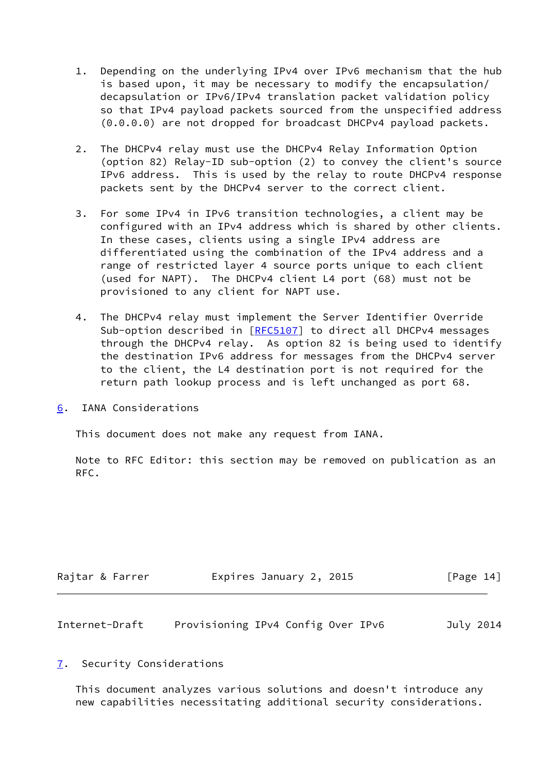1. Depending on the underlying IPv4 over IPv6 mechanism that the hub is based upon, it may be necessary to modify the encapsulation/decapsulation or IPv6/IPv4 translation packet validation policy so that IPv4 payload packets sourced from the unspecified address (0.0.0.0) are not dropped for broadcast DHCPv4 payload packets.

2. The DHCPv4 relay must use the DHCPv4 Relay Information Option (option 82) Relay-ID sub-option (2) to convey the client's source IPv6 address. This is used by the relay to route DHCPv4 response packets sent by the DHCPv4 server to the correct client.

3. For some IPv4 in IPv6 transition technologies, a client may be configured with an IPv4 address which is shared by other clients. In these cases, clients using a single IPv4 address are differentiated using the combination of the IPv4 address and a range of restricted layer 4 source ports unique to each client (used for NAPT). The DHCPv4 client L4 port (68) must not be provisioned to any client for NAPT use.

4. The DHCPv4 relay must implement the Server Identifier Override Sub-option described in [RFC5107] to direct all DHCPv4 messages through the DHCPv4 relay. As option 82 is being used to identify the destination IPv6 address for messages from the DHCPv4 server to the client, the L4 destination port is not required for the return path lookup process and is left unchanged as port 68.

## 6. IANA Considerations

This document does not make any request from IANA.

Note to RFC Editor: this section may be removed on publication as an RFC.

## 7. Security Considerations

This document analyzes various solutions and doesn't introduce any new capabilities necessitating additional security considerations.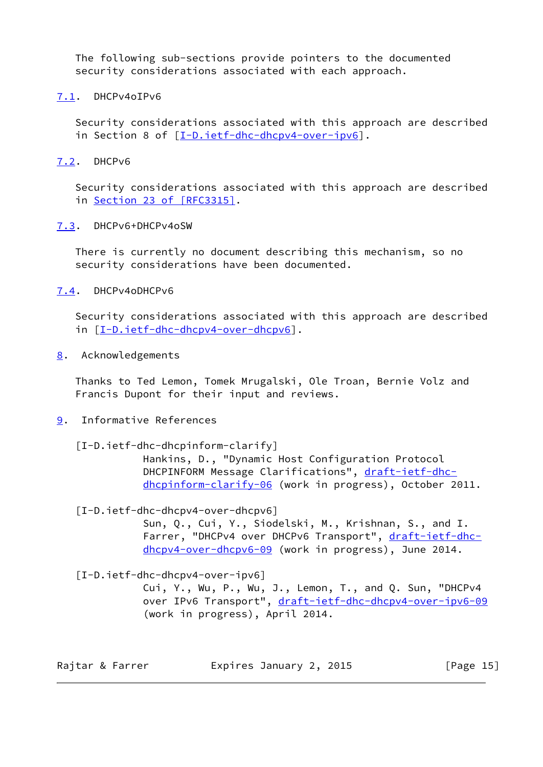The following sub-sections provide pointers to the documented security considerations associated with each approach.

### 7.1. DHCPv4oIPv6

Security considerations associated with this approach are described in Section 8 of [I-D.ietf-dhc-dhcpv4-over-ipv6].

### 7.2. DHCPv6

Security considerations associated with this approach are described in Section 23 of [RFC3315].

### 7.3. DHCPv6+DHCPv4oSW

There is currently no document describing this mechanism, so no security considerations have been documented.

### 7.4. DHCPv4oDHCPv6

Security considerations associated with this approach are described in [I-D.ietf-dhc-dhcpv4-over-dhcpv6].

## 8. Acknowledgements

Thanks to Ted Lemon, Tomek Mrugalski, Ole Troan, Bernie Volz and Francis Dupont for their input and reviews.

## 9. Informative References

[I-D.ietf-dhc-dhcpinform-clarify]
Hankins, D., "Dynamic Host Configuration Protocol DHCPINFORM Message Clarifications", draft-ietf-dhc-dhcpinform-clarify-06 (work in progress), October 2011.

[I-D.ietf-dhc-dhcpv4-over-dhcpv6]
Sun, Q., Cui, Y., Siodelski, M., Krishnan, S., and I. Farrer, "DHCPv4 over DHCPv6 Transport", draft-ietf-dhc-dhcpv4-over-dhcpv6-09 (work in progress), June 2014.

[I-D.ietf-dhc-dhcpv4-over-ipv6]
Cui, Y., Wu, P., Wu, J., Lemon, T., and Q. Sun, "DHCPv4 over IPv6 Transport", draft-ietf-dhc-dhcpv4-over-ipv6-09 (work in progress), April 2014.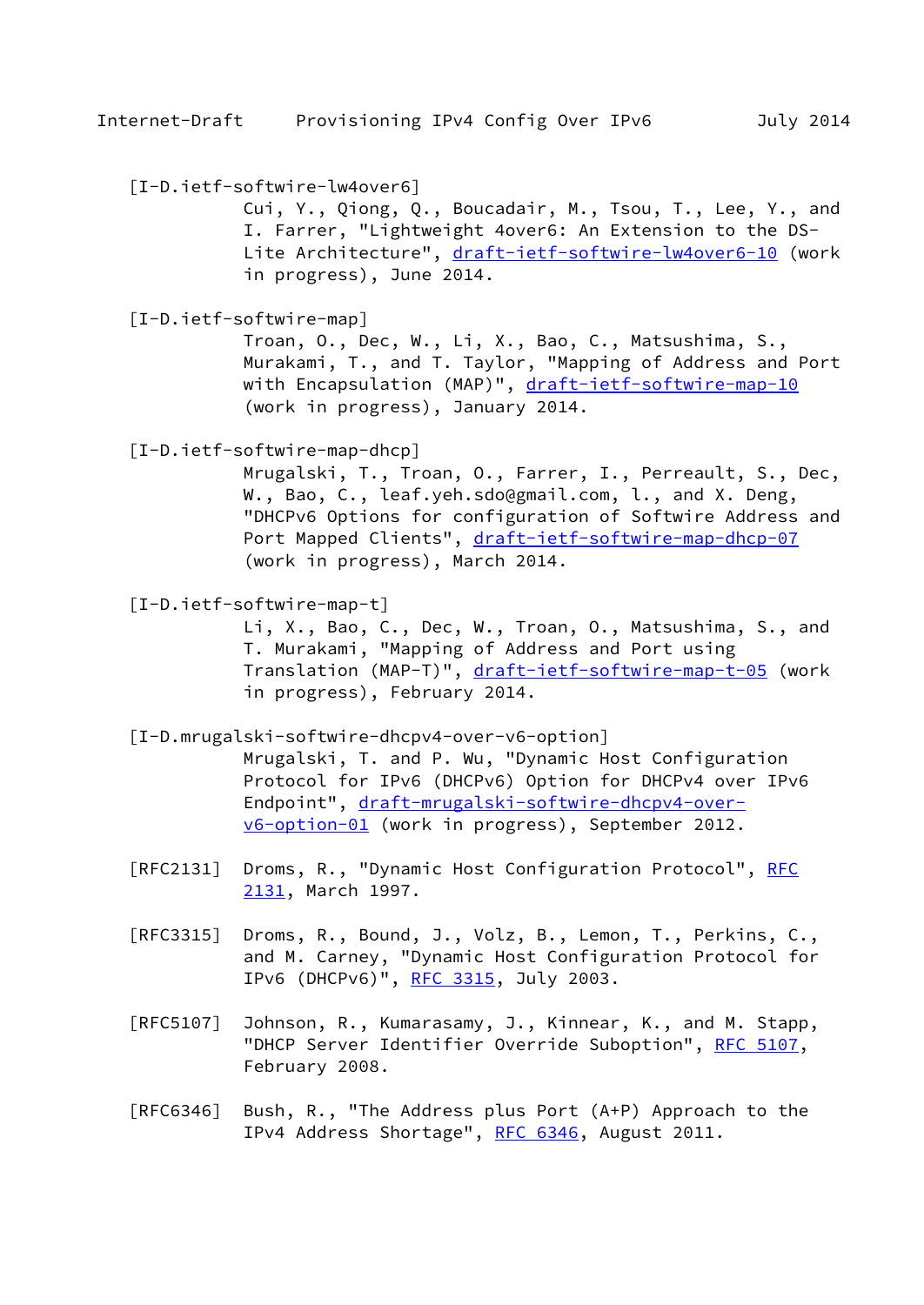[I-D.ietf-softwire-lw4over6]
Cui, Y., Qiong, Q., Boucadair, M., Tsou, T., Lee, Y., and I. Farrer, "Lightweight 4over6: An Extension to the DS-Lite Architecture", draft-ietf-softwire-lw4over6-10 (work in progress), June 2014.

[I-D.ietf-softwire-map]
Troan, O., Dec, W., Li, X., Bao, C., Matsushima, S., Murakami, T., and T. Taylor, "Mapping of Address and Port with Encapsulation (MAP)", draft-ietf-softwire-map-10 (work in progress), January 2014.

[I-D.ietf-softwire-map-dhcp]
Mrugalski, T., Troan, O., Farrer, I., Perreault, S., Dec, W., Bao, C., leaf.yeh.sdo@gmail.com, l., and X. Deng, "DHCPv6 Options for configuration of Softwire Address and Port Mapped Clients", draft-ietf-softwire-map-dhcp-07 (work in progress), March 2014.

[I-D.ietf-softwire-map-t]
Li, X., Bao, C., Dec, W., Troan, O., Matsushima, S., and T. Murakami, "Mapping of Address and Port using Translation (MAP-T)", draft-ietf-softwire-map-t-05 (work in progress), February 2014.

[I-D.mrugalski-softwire-dhcpv4-over-v6-option]
Mrugalski, T. and P. Wu, "Dynamic Host Configuration Protocol for IPv6 (DHCPv6) Option for DHCPv4 over IPv6 Endpoint", draft-mrugalski-softwire-dhcpv4-over-v6-option-01 (work in progress), September 2012.

[RFC2131] Droms, R., "Dynamic Host Configuration Protocol", RFC 2131, March 1997.

[RFC3315] Droms, R., Bound, J., Volz, B., Lemon, T., Perkins, C., and M. Carney, "Dynamic Host Configuration Protocol for IPv6 (DHCPv6)", RFC 3315, July 2003.

[RFC5107] Johnson, R., Kumarasamy, J., Kinnear, K., and M. Stapp, "DHCP Server Identifier Override Suboption", RFC 5107, February 2008.

[RFC6346] Bush, R., "The Address plus Port (A+P) Approach to the IPv4 Address Shortage", RFC 6346, August 2011.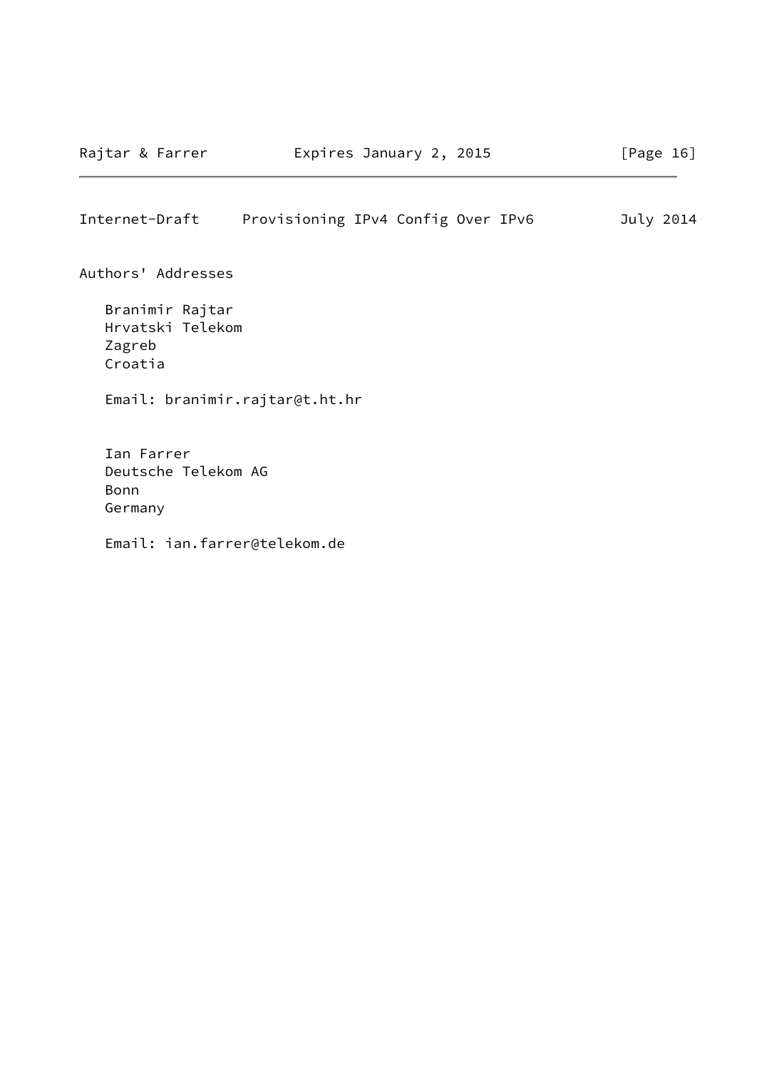## Authors' Addresses

Branimir Rajtar
Hrvatski Telekom
Zagreb
Croatia

Email: branimir.rajtar@t.ht.hr

Ian Farrer
Deutsche Telekom AG
Bonn
Germany

Email: ian.farrer@telekom.de